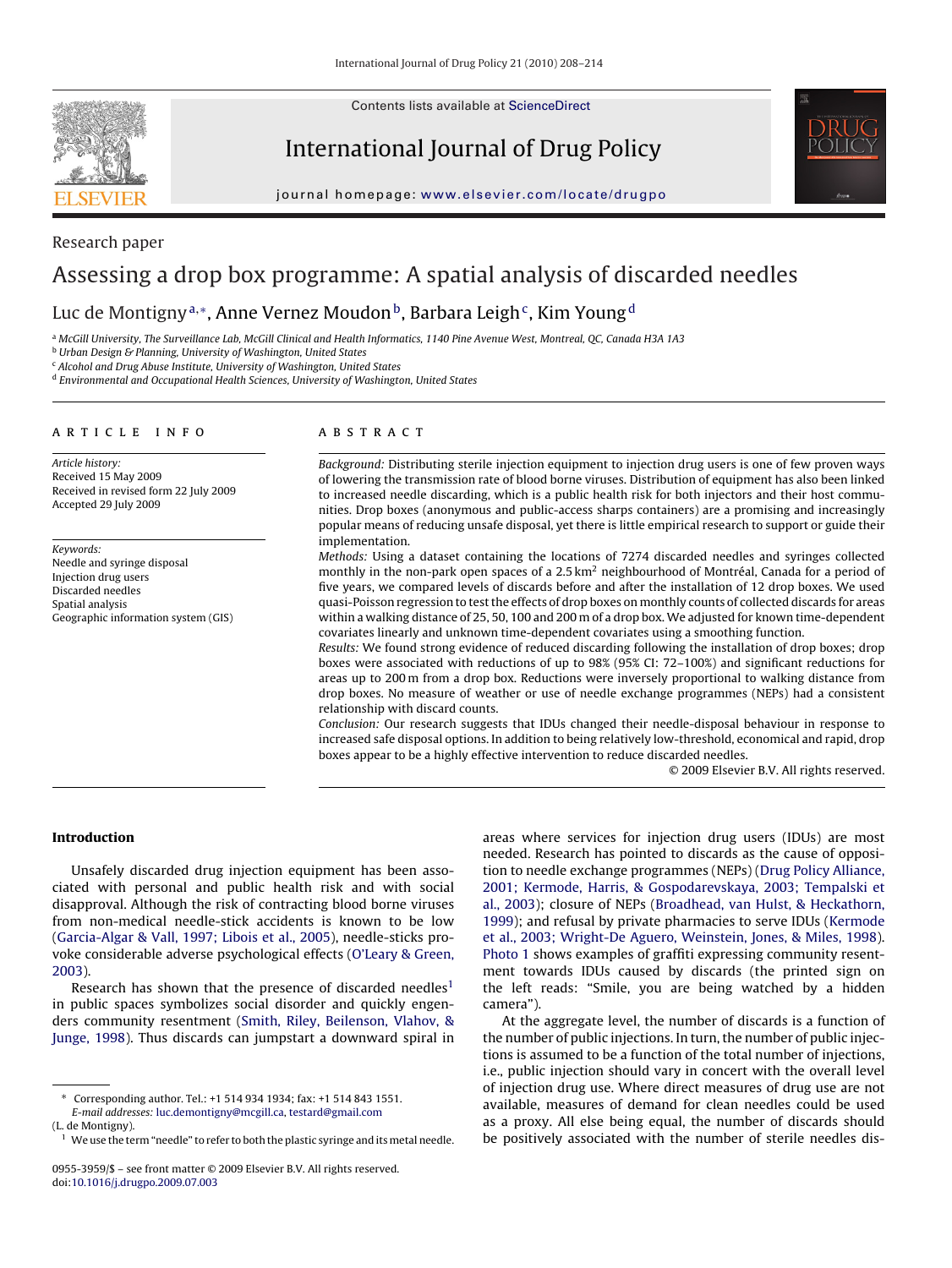Research paper

# Assessing a drop box programme: A spatial analysis of discarded needles

Luc de Montigny[a,*], Anne Vernez Moudon[b], Barbara Leigh[c], Kim Young[d]

[a] McGill University, The Surveillance Lab, McGill Clinical and Health Informatics, 1140 Pine Avenue West, Montreal, QC, Canada H3A 1A3
[b] Urban Design & Planning, University of Washington, United States
[c] Alcohol and Drug Abuse Institute, University of Washington, United States
[d] Environmental and Occupational Health Sciences, University of Washington, United States

## ARTICLE INFO

*Article history:*
Received 15 May 2009
Received in revised form 22 July 2009
Accepted 29 July 2009

*Keywords:*
Needle and syringe disposal
Injection drug users
Discarded needles
Spatial analysis
Geographic information system (GIS)

## ABSTRACT

*Background:* Distributing sterile injection equipment to injection drug users is one of few proven ways of lowering the transmission rate of blood borne viruses. Distribution of equipment has also been linked to increased needle discarding, which is a public health risk for both injectors and their host communities. Drop boxes (anonymous and public-access sharps containers) are a promising and increasingly popular means of reducing unsafe disposal, yet there is little empirical research to support or guide their implementation.

*Methods:* Using a dataset containing the locations of 7274 discarded needles and syringes collected monthly in the non-park open spaces of a 2.5 km$^2$ neighbourhood of Montréal, Canada for a period of five years, we compared levels of discards before and after the installation of 12 drop boxes. We used quasi-Poisson regression to test the effects of drop boxes on monthly counts of collected discards for areas within a walking distance of 25, 50, 100 and 200 m of a drop box. We adjusted for known time-dependent covariates linearly and unknown time-dependent covariates using a smoothing function.

*Results:* We found strong evidence of reduced discarding following the installation of drop boxes; drop boxes were associated with reductions of up to 98% (95% CI: 72–100%) and significant reductions for areas up to 200 m from a drop box. Reductions were inversely proportional to walking distance from drop boxes. No measure of weather or use of needle exchange programmes (NEPs) had a consistent relationship with discard counts.

*Conclusion:* Our research suggests that IDUs changed their needle-disposal behaviour in response to increased safe disposal options. In addition to being relatively low-threshold, economical and rapid, drop boxes appear to be a highly effective intervention to reduce discarded needles.

© 2009 Elsevier B.V. All rights reserved.

## Introduction

Unsafely discarded drug injection equipment has been associated with personal and public health risk and with social disapproval. Although the risk of contracting blood borne viruses from non-medical needle-stick accidents is known to be low (Garcia-Algar & Vall, 1997; Libois et al., 2005), needle-sticks provoke considerable adverse psychological effects (O'Leary & Green, 2003).

Research has shown that the presence of discarded needles[1] in public spaces symbolizes social disorder and quickly engenders community resentment (Smith, Riley, Beilenson, Vlahov, & Junge, 1998). Thus discards can jumpstart a downward spiral in areas where services for injection drug users (IDUs) are most needed. Research has pointed to discards as the cause of opposition to needle exchange programmes (NEPs) (Drug Policy Alliance, 2001; Kermode, Harris, & Gospodarevskaya, 2003; Tempalski et al., 2003); closure of NEPs (Broadhead, van Hulst, & Heckathorn, 1999); and refusal by private pharmacies to serve IDUs (Kermode et al., 2003; Wright-De Aguero, Weinstein, Jones, & Miles, 1998). Photo 1 shows examples of graffiti expressing community resentment towards IDUs caused by discards (the printed sign on the left reads: "Smile, you are being watched by a hidden camera").

At the aggregate level, the number of discards is a function of the number of public injections. In turn, the number of public injections is assumed to be a function of the total number of injections, i.e., public injection should vary in concert with the overall level of injection drug use. Where direct measures of drug use are not available, measures of demand for clean needles could be used as a proxy. All else being equal, the number of discards should be positively associated with the number of sterile needles dis-

* Corresponding author. Tel.: +1 514 934 1934; fax: +1 514 843 1551.
*E-mail addresses:* luc.demontigny@mcgill.ca, testard@gmail.com (L. de Montigny).

[1] We use the term "needle" to refer to both the plastic syringe and its metal needle.

0955-3959/$ – see front matter © 2009 Elsevier B.V. All rights reserved.
doi:10.1016/j.drugpo.2009.07.003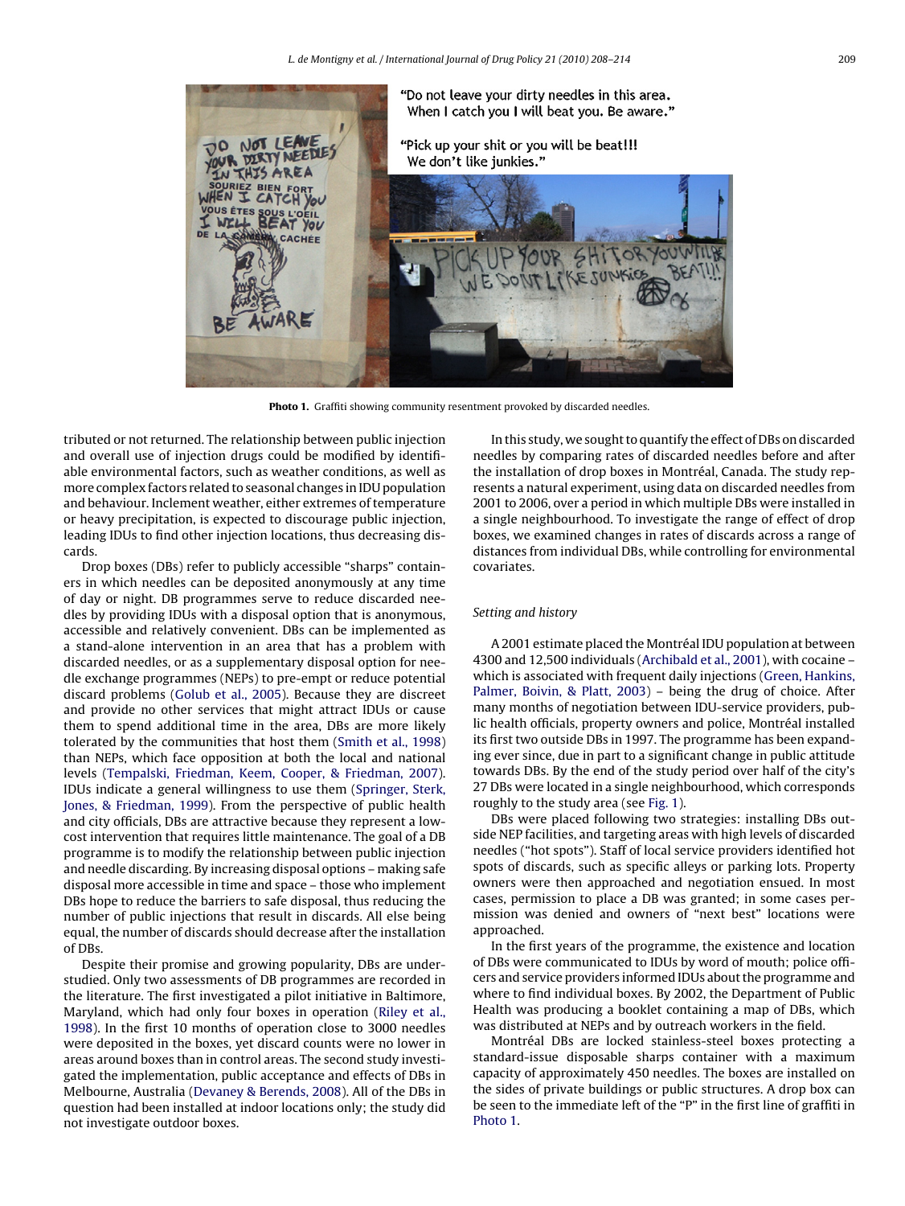"Do not leave your dirty needles in this area. When I catch you I will beat you. Be aware."

"Pick up your shit or you will be beat!!! We don't like junkies."

**Photo 1.** Graffiti showing community resentment provoked by discarded needles.

tributed or not returned. The relationship between public injection and overall use of injection drugs could be modified by identifiable environmental factors, such as weather conditions, as well as more complex factors related to seasonal changes in IDU population and behaviour. Inclement weather, either extremes of temperature or heavy precipitation, is expected to discourage public injection, leading IDUs to find other injection locations, thus decreasing discards.

Drop boxes (DBs) refer to publicly accessible "sharps" containers in which needles can be deposited anonymously at any time of day or night. DB programmes serve to reduce discarded needles by providing IDUs with a disposal option that is anonymous, accessible and relatively convenient. DBs can be implemented as a stand-alone intervention in an area that has a problem with discarded needles, or as a supplementary disposal option for needle exchange programmes (NEPs) to pre-empt or reduce potential discard problems (Golub et al., 2005). Because they are discreet and provide no other services that might attract IDUs or cause them to spend additional time in the area, DBs are more likely tolerated by the communities that host them (Smith et al., 1998) than NEPs, which face opposition at both the local and national levels (Tempalski, Friedman, Keem, Cooper, & Friedman, 2007). IDUs indicate a general willingness to use them (Springer, Sterk, Jones, & Friedman, 1999). From the perspective of public health and city officials, DBs are attractive because they represent a low-cost intervention that requires little maintenance. The goal of a DB programme is to modify the relationship between public injection and needle discarding. By increasing disposal options – making safe disposal more accessible in time and space – those who implement DBs hope to reduce the barriers to safe disposal, thus reducing the number of public injections that result in discards. All else being equal, the number of discards should decrease after the installation of DBs.

Despite their promise and growing popularity, DBs are understudied. Only two assessments of DB programmes are recorded in the literature. The first investigated a pilot initiative in Baltimore, Maryland, which had only four boxes in operation (Riley et al., 1998). In the first 10 months of operation close to 3000 needles were deposited in the boxes, yet discard counts were no lower in areas around boxes than in control areas. The second study investigated the implementation, public acceptance and effects of DBs in Melbourne, Australia (Devaney & Berends, 2008). All of the DBs in question had been installed at indoor locations only; the study did not investigate outdoor boxes.

In this study, we sought to quantify the effect of DBs on discarded needles by comparing rates of discarded needles before and after the installation of drop boxes in Montréal, Canada. The study represents a natural experiment, using data on discarded needles from 2001 to 2006, over a period in which multiple DBs were installed in a single neighbourhood. To investigate the range of effect of drop boxes, we examined changes in rates of discards across a range of distances from individual DBs, while controlling for environmental covariates.

### *Setting and history*

A 2001 estimate placed the Montréal IDU population at between 4300 and 12,500 individuals (Archibald et al., 2001), with cocaine – which is associated with frequent daily injections (Green, Hankins, Palmer, Boivin, & Platt, 2003) – being the drug of choice. After many months of negotiation between IDU-service providers, public health officials, property owners and police, Montréal installed its first two outside DBs in 1997. The programme has been expanding ever since, due in part to a significant change in public attitude towards DBs. By the end of the study period over half of the city's 27 DBs were located in a single neighbourhood, which corresponds roughly to the study area (see Fig. 1).

DBs were placed following two strategies: installing DBs outside NEP facilities, and targeting areas with high levels of discarded needles ("hot spots"). Staff of local service providers identified hot spots of discards, such as specific alleys or parking lots. Property owners were then approached and negotiation ensued. In most cases, permission to place a DB was granted; in some cases permission was denied and owners of "next best" locations were approached.

In the first years of the programme, the existence and location of DBs were communicated to IDUs by word of mouth; police officers and service providers informed IDUs about the programme and where to find individual boxes. By 2002, the Department of Public Health was producing a booklet containing a map of DBs, which was distributed at NEPs and by outreach workers in the field.

Montréal DBs are locked stainless-steel boxes protecting a standard-issue disposable sharps container with a maximum capacity of approximately 450 needles. The boxes are installed on the sides of private buildings or public structures. A drop box can be seen to the immediate left of the "P" in the first line of graffiti in Photo 1.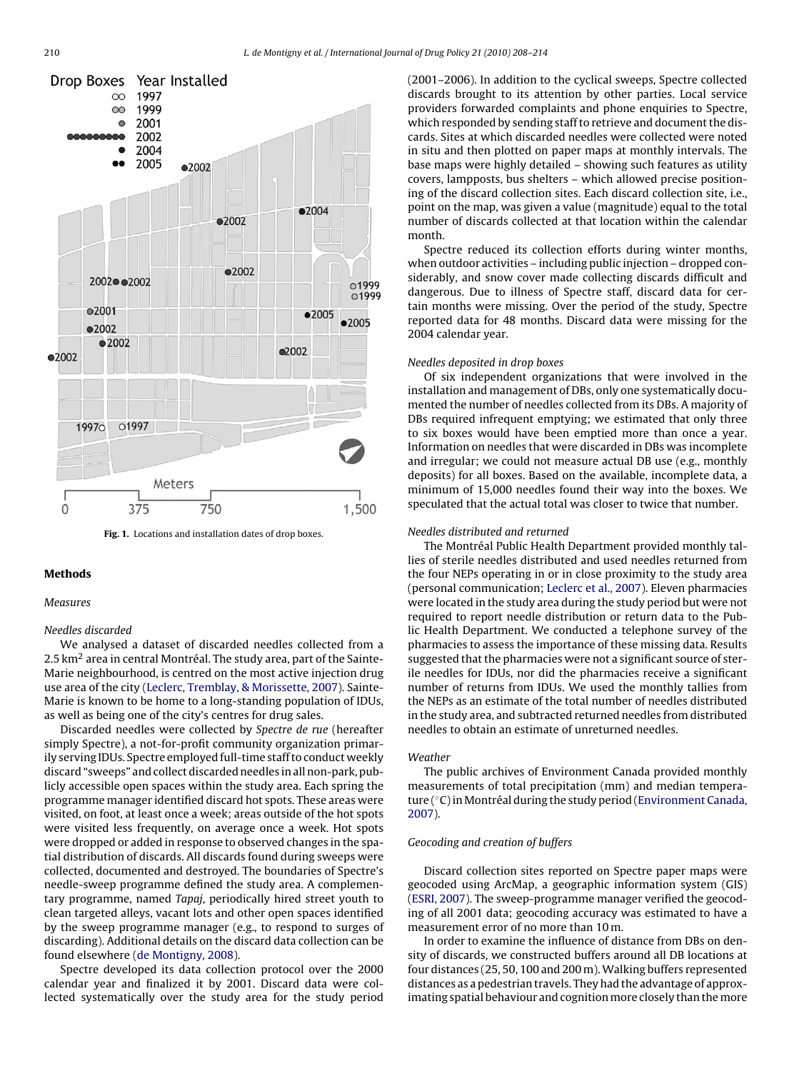Fig. 1. Locations and installation dates of drop boxes.

## Methods

### Measures

#### Needles discarded

We analysed a dataset of discarded needles collected from a 2.5 km² area in central Montréal. The study area, part of the Sainte-Marie neighbourhood, is centred on the most active injection drug use area of the city (Leclerc, Tremblay, & Morissette, 2007). Sainte-Marie is known to be home to a long-standing population of IDUs, as well as being one of the city's centres for drug sales.

Discarded needles were collected by *Spectre de rue* (hereafter simply Spectre), a not-for-profit community organization primarily serving IDUs. Spectre employed full-time staff to conduct weekly discard "sweeps" and collect discarded needles in all non-park, publicly accessible open spaces within the study area. Each spring the programme manager identified discard hot spots. These areas were visited, on foot, at least once a week; areas outside of the hot spots were visited less frequently, on average once a week. Hot spots were dropped or added in response to observed changes in the spatial distribution of discards. All discards found during sweeps were collected, documented and destroyed. The boundaries of Spectre's needle-sweep programme defined the study area. A complementary programme, named *Tapaj*, periodically hired street youth to clean targeted alleys, vacant lots and other open spaces identified by the sweep programme manager (e.g., to respond to surges of discarding). Additional details on the discard data collection can be found elsewhere (de Montigny, 2008).

Spectre developed its data collection protocol over the 2000 calendar year and finalized it by 2001. Discard data were collected systematically over the study area for the study period (2001–2006). In addition to the cyclical sweeps, Spectre collected discards brought to its attention by other parties. Local service providers forwarded complaints and phone enquiries to Spectre, which responded by sending staff to retrieve and document the discards. Sites at which discarded needles were collected were noted in situ and then plotted on paper maps at monthly intervals. The base maps were highly detailed – showing such features as utility covers, lampposts, bus shelters – which allowed precise positioning of the discard collection sites. Each discard collection site, i.e., point on the map, was given a value (magnitude) equal to the total number of discards collected at that location within the calendar month.

Spectre reduced its collection efforts during winter months, when outdoor activities – including public injection – dropped considerably, and snow cover made collecting discards difficult and dangerous. Due to illness of Spectre staff, discard data for certain months were missing. Over the period of the study, Spectre reported data for 48 months. Discard data were missing for the 2004 calendar year.

#### Needles deposited in drop boxes

Of six independent organizations that were involved in the installation and management of DBs, only one systematically documented the number of needles collected from its DBs. A majority of DBs required infrequent emptying; we estimated that only three to six boxes would have been emptied more than once a year. Information on needles that were discarded in DBs was incomplete and irregular; we could not measure actual DB use (e.g., monthly deposits) for all boxes. Based on the available, incomplete data, a minimum of 15,000 needles found their way into the boxes. We speculated that the actual total was closer to twice that number.

#### Needles distributed and returned

The Montréal Public Health Department provided monthly tallies of sterile needles distributed and used needles returned from the four NEPs operating in or in close proximity to the study area (personal communication; Leclerc et al., 2007). Eleven pharmacies were located in the study area during the study period but were not required to report needle distribution or return data to the Public Health Department. We conducted a telephone survey of the pharmacies to assess the importance of these missing data. Results suggested that the pharmacies were not a significant source of sterile needles for IDUs, nor did the pharmacies receive a significant number of returns from IDUs. We used the monthly tallies from the NEPs as an estimate of the total number of needles distributed in the study area, and subtracted returned needles from distributed needles to obtain an estimate of unreturned needles.

#### Weather

The public archives of Environment Canada provided monthly measurements of total precipitation (mm) and median temperature (°C) in Montréal during the study period (Environment Canada, 2007).

#### Geocoding and creation of buffers

Discard collection sites reported on Spectre paper maps were geocoded using ArcMap, a geographic information system (GIS) (ESRI, 2007). The sweep-programme manager verified the geocoding of all 2001 data; geocoding accuracy was estimated to have a measurement error of no more than 10 m.

In order to examine the influence of distance from DBs on density of discards, we constructed buffers around all DB locations at four distances (25, 50, 100 and 200 m). Walking buffers represented distances as a pedestrian travels. They had the advantage of approximating spatial behaviour and cognition more closely than the more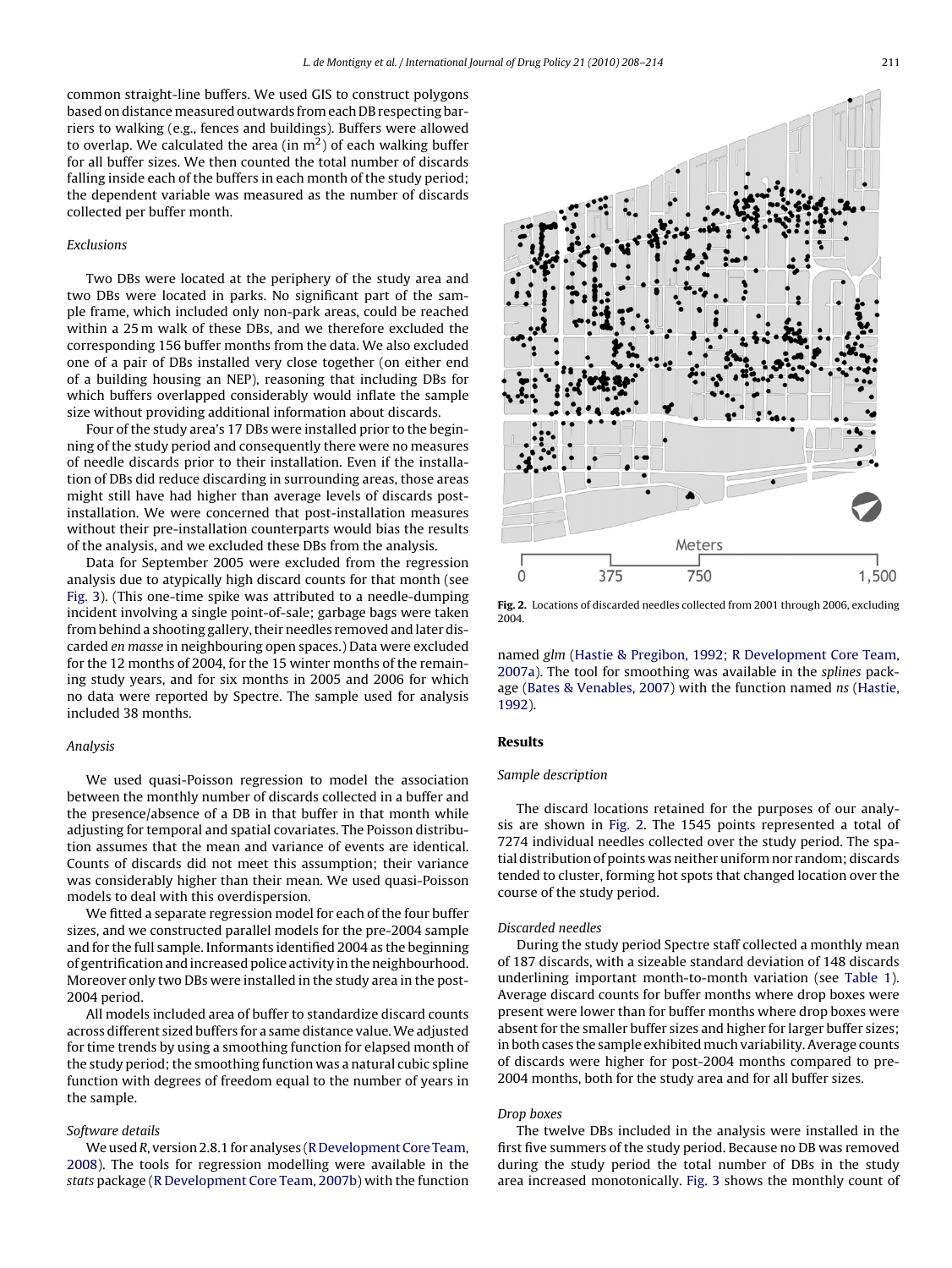common straight-line buffers. We used GIS to construct polygons based on distance measured outwards from each DB respecting barriers to walking (e.g., fences and buildings). Buffers were allowed to overlap. We calculated the area (in $m^2$) of each walking buffer for all buffer sizes. We then counted the total number of discards falling inside each of the buffers in each month of the study period; the dependent variable was measured as the number of discards collected per buffer month.

### Exclusions

Two DBs were located at the periphery of the study area and two DBs were located in parks. No significant part of the sample frame, which included only non-park areas, could be reached within a 25 m walk of these DBs, and we therefore excluded the corresponding 156 buffer months from the data. We also excluded one of a pair of DBs installed very close together (on either end of a building housing an NEP), reasoning that including DBs for which buffers overlapped considerably would inflate the sample size without providing additional information about discards.

Four of the study area's 17 DBs were installed prior to the beginning of the study period and consequently there were no measures of needle discards prior to their installation. Even if the installation of DBs did reduce discarding in surrounding areas, those areas might still have had higher than average levels of discards post-installation. We were concerned that post-installation measures without their pre-installation counterparts would bias the results of the analysis, and we excluded these DBs from the analysis.

Data for September 2005 were excluded from the regression analysis due to atypically high discard counts for that month (see Fig. 3). (This one-time spike was attributed to a needle-dumping incident involving a single point-of-sale; garbage bags were taken from behind a shooting gallery, their needles removed and later discarded *en masse* in neighbouring open spaces.) Data were excluded for the 12 months of 2004, for the 15 winter months of the remaining study years, and for six months in 2005 and 2006 for which no data were reported by Spectre. The sample used for analysis included 38 months.

### Analysis

We used quasi-Poisson regression to model the association between the monthly number of discards collected in a buffer and the presence/absence of a DB in that buffer in that month while adjusting for temporal and spatial covariates. The Poisson distribution assumes that the mean and variance of events are identical. Counts of discards did not meet this assumption; their variance was considerably higher than their mean. We used quasi-Poisson models to deal with this overdispersion.

We fitted a separate regression model for each of the four buffer sizes, and we constructed parallel models for the pre-2004 sample and for the full sample. Informants identified 2004 as the beginning of gentrification and increased police activity in the neighbourhood. Moreover only two DBs were installed in the study area in the post-2004 period.

All models included area of buffer to standardize discard counts across different sized buffers for a same distance value. We adjusted for time trends by using a smoothing function for elapsed month of the study period; the smoothing function was a natural cubic spline function with degrees of freedom equal to the number of years in the sample.

### Software details

We used *R*, version 2.8.1 for analyses (R Development Core Team, 2008). The tools for regression modelling were available in the *stats* package (R Development Core Team, 2007b) with the function named *glm* (Hastie & Pregibon, 1992; R Development Core Team, 2007a). The tool for smoothing was available in the *splines* package (Bates & Venables, 2007) with the function named *ns* (Hastie, 1992).

Fig. 2. Locations of discarded needles collected from 2001 through 2006, excluding 2004.

## Results

### Sample description

The discard locations retained for the purposes of our analysis are shown in Fig. 2. The 1545 points represented a total of 7274 individual needles collected over the study period. The spatial distribution of points was neither uniform nor random; discards tended to cluster, forming hot spots that changed location over the course of the study period.

### Discarded needles

During the study period Spectre staff collected a monthly mean of 187 discards, with a sizeable standard deviation of 148 discards underlining important month-to-month variation (see Table 1). Average discard counts for buffer months where drop boxes were present were lower than for buffer months where drop boxes were absent for the smaller buffer sizes and higher for larger buffer sizes; in both cases the sample exhibited much variability. Average counts of discards were higher for post-2004 months compared to pre-2004 months, both for the study area and for all buffer sizes.

### Drop boxes

The twelve DBs included in the analysis were installed in the first five summers of the study period. Because no DB was removed during the study period the total number of DBs in the study area increased monotonically. Fig. 3 shows the monthly count of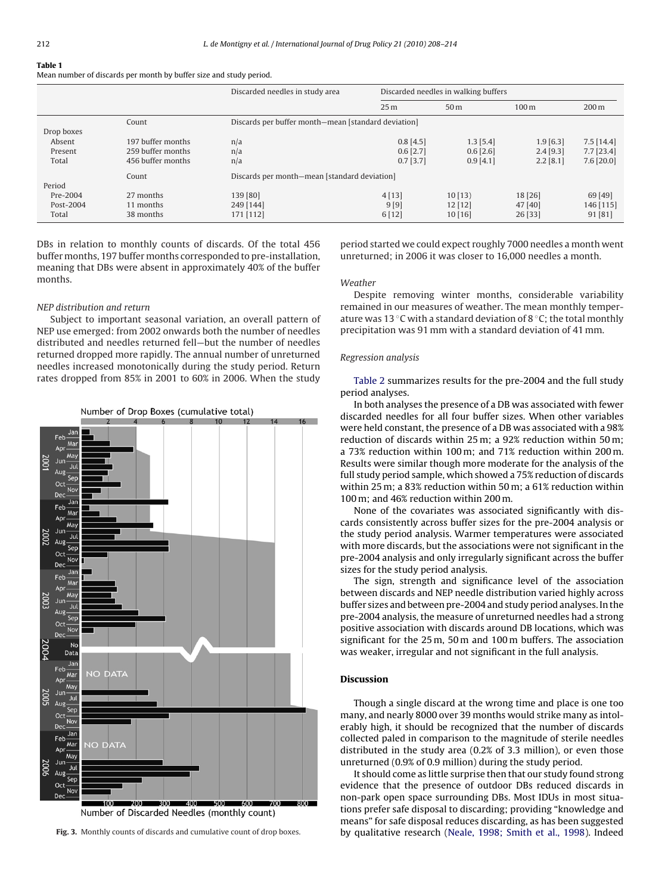**Table 1**
Mean number of discards per month by buffer size and study period.

| | | Discarded needles in study area | Discarded needles in walking buffers | | | |
|---|---|---|---|---|---|---|
| | | | 25 m | 50 m | 100 m | 200 m |
| | Count | Discards per buffer month—mean [standard deviation] | | | | |
| Drop boxes | | | | | | |
| Absent | 197 buffer months | n/a | 0.8 [4.5] | 1.3 [5.4] | 1.9 [6.3] | 7.5 [14.4] |
| Present | 259 buffer months | n/a | 0.6 [2.7] | 0.6 [2.6] | 2.4 [9.3] | 7.7 [23.4] |
| Total | 456 buffer months | n/a | 0.7 [3.7] | 0.9 [4.1] | 2.2 [8.1] | 7.6 [20.0] |
| | Count | Discards per month—mean [standard deviation] | | | | |
| Period | | | | | | |
| Pre-2004 | 27 months | 139 [80] | 4 [13] | 10 [13] | 18 [26] | 69 [49] |
| Post-2004 | 11 months | 249 [144] | 9 [9] | 12 [12] | 47 [40] | 146 [115] |
| Total | 38 months | 171 [112] | 6 [12] | 10 [16] | 26 [33] | 91 [81] |

DBs in relation to monthly counts of discards. Of the total 456 buffer months, 197 buffer months corresponded to pre-installation, meaning that DBs were absent in approximately 40% of the buffer months.

*NEP distribution and return*

Subject to important seasonal variation, an overall pattern of NEP use emerged: from 2002 onwards both the number of needles distributed and needles returned fell—but the number of needles returned dropped more rapidly. The annual number of unreturned needles increased monotonically during the study period. Return rates dropped from 85% in 2001 to 60% in 2006. When the study period started we could expect roughly 7000 needles a month went unreturned; in 2006 it was closer to 16,000 needles a month.

**Fig. 3.** Monthly counts of discards and cumulative count of drop boxes.

*Weather*

Despite removing winter months, considerable variability remained in our measures of weather. The mean monthly temperature was 13 °C with a standard deviation of 8 °C; the total monthly precipitation was 91 mm with a standard deviation of 41 mm.

*Regression analysis*

Table 2 summarizes results for the pre-2004 and the full study period analyses.

In both analyses the presence of a DB was associated with fewer discarded needles for all four buffer sizes. When other variables were held constant, the presence of a DB was associated with a 98% reduction of discards within 25 m; a 92% reduction within 50 m; a 73% reduction within 100 m; and 71% reduction within 200 m. Results were similar though more moderate for the analysis of the full study period sample, which showed a 75% reduction of discards within 25 m; a 83% reduction within 50 m; a 61% reduction within 100 m; and 46% reduction within 200 m.

None of the covariates was associated significantly with discards consistently across buffer sizes for the pre-2004 analysis or the study period analysis. Warmer temperatures were associated with more discards, but the associations were not significant in the pre-2004 analysis and only irregularly significant across the buffer sizes for the study period analysis.

The sign, strength and significance level of the association between discards and NEP needle distribution varied highly across buffer sizes and between pre-2004 and study period analyses. In the pre-2004 analysis, the measure of unreturned needles had a strong positive association with discards around DB locations, which was significant for the 25 m, 50 m and 100 m buffers. The association was weaker, irregular and not significant in the full analysis.

## Discussion

Though a single discard at the wrong time and place is one too many, and nearly 8000 over 39 months would strike many as intolerably high, it should be recognized that the number of discards collected paled in comparison to the magnitude of sterile needles distributed in the study area (0.2% of 3.3 million), or even those unreturned (0.9% of 0.9 million) during the study period.

It should come as little surprise then that our study found strong evidence that the presence of outdoor DBs reduced discards in non-park open space surrounding DBs. Most IDUs in most situations prefer safe disposal to discarding; providing "knowledge and means" for safe disposal reduces discarding, as has been suggested by qualitative research (Neale, 1998; Smith et al., 1998). Indeed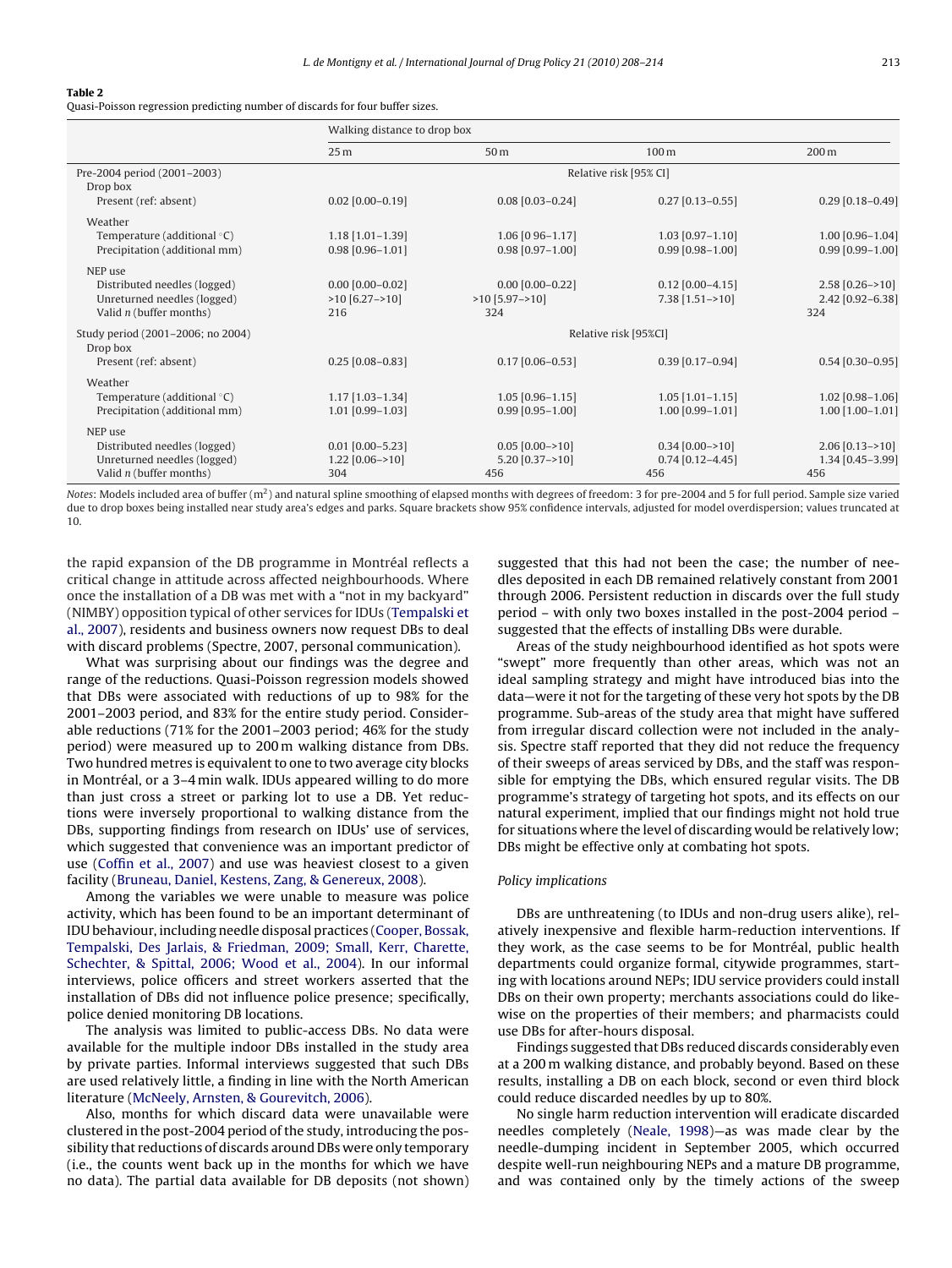**Table 2**
Quasi-Poisson regression predicting number of discards for four buffer sizes.

| | Walking distance to drop box | | | |
|---|---|---|---|---|
| | 25 m | 50 m | 100 m | 200 m |
| Pre-2004 period (2001–2003) | Relative risk [95% CI] | | | |
| Drop box | | | | |
| Present (ref: absent) | 0.02 [0.00–0.19] | 0.08 [0.03–0.24] | 0.27 [0.13–0.55] | 0.29 [0.18–0.49] |
| Weather | | | | |
| Temperature (additional °C) | 1.18 [1.01–1.39] | 1.06 [0 96–1.17] | 1.03 [0.97–1.10] | 1.00 [0.96–1.04] |
| Precipitation (additional mm) | 0.98 [0.96–1.01] | 0.98 [0.97–1.00] | 0.99 [0.98–1.00] | 0.99 [0.99–1.00] |
| NEP use | | | | |
| Distributed needles (logged) | 0.00 [0.00–0.02] | 0.00 [0.00–0.22] | 0.12 [0.00–4.15] | 2.58 [0.26–>10] |
| Unreturned needles (logged) | >10 [6.27–>10] | >10 [5.97–>10] | 7.38 [1.51–>10] | 2.42 [0.92–6.38] |
| Valid *n* (buffer months) | 216 | 324 | | 324 |
| Study period (2001–2006; no 2004) | Relative risk [95%CI] | | | |
| Drop box | | | | |
| Present (ref: absent) | 0.25 [0.08–0.83] | 0.17 [0.06–0.53] | 0.39 [0.17–0.94] | 0.54 [0.30–0.95] |
| Weather | | | | |
| Temperature (additional °C) | 1.17 [1.03–1.34] | 1.05 [0.96–1.15] | 1.05 [1.01–1.15] | 1.02 [0.98–1.06] |
| Precipitation (additional mm) | 1.01 [0.99–1.03] | 0.99 [0.95–1.00] | 1.00 [0.99–1.01] | 1.00 [1.00–1.01] |
| NEP use | | | | |
| Distributed needles (logged) | 0.01 [0.00–5.23] | 0.05 [0.00–>10] | 0.34 [0.00–>10] | 2.06 [0.13–>10] |
| Unreturned needles (logged) | 1.22 [0.06–>10] | 5.20 [0.37–>10] | 0.74 [0.12–4.45] | 1.34 [0.45–3.99] |
| Valid *n* (buffer months) | 304 | 456 | 456 | 456 |

*Notes*: Models included area of buffer ($m^2$) and natural spline smoothing of elapsed months with degrees of freedom: 3 for pre-2004 and 5 for full period. Sample size varied due to drop boxes being installed near study area's edges and parks. Square brackets show 95% confidence intervals, adjusted for model overdispersion; values truncated at 10.

the rapid expansion of the DB programme in Montréal reflects a critical change in attitude across affected neighbourhoods. Where once the installation of a DB was met with a "not in my backyard" (NIMBY) opposition typical of other services for IDUs (Tempalski et al., 2007), residents and business owners now request DBs to deal with discard problems (Spectre, 2007, personal communication).

What was surprising about our findings was the degree and range of the reductions. Quasi-Poisson regression models showed that DBs were associated with reductions of up to 98% for the 2001–2003 period, and 83% for the entire study period. Considerable reductions (71% for the 2001–2003 period; 46% for the study period) were measured up to 200 m walking distance from DBs. Two hundred metres is equivalent to one to two average city blocks in Montréal, or a 3–4 min walk. IDUs appeared willing to do more than just cross a street or parking lot to use a DB. Yet reductions were inversely proportional to walking distance from the DBs, supporting findings from research on IDUs' use of services, which suggested that convenience was an important predictor of use (Coffin et al., 2007) and use was heaviest closest to a given facility (Bruneau, Daniel, Kestens, Zang, & Genereux, 2008).

Among the variables we were unable to measure was police activity, which has been found to be an important determinant of IDU behaviour, including needle disposal practices (Cooper, Bossak, Tempalski, Des Jarlais, & Friedman, 2009; Small, Kerr, Charette, Schechter, & Spittal, 2006; Wood et al., 2004). In our informal interviews, police officers and street workers asserted that the installation of DBs did not influence police presence; specifically, police denied monitoring DB locations.

The analysis was limited to public-access DBs. No data were available for the multiple indoor DBs installed in the study area by private parties. Informal interviews suggested that such DBs are used relatively little, a finding in line with the North American literature (McNeely, Arnsten, & Gourevitch, 2006).

Also, months for which discard data were unavailable were clustered in the post-2004 period of the study, introducing the possibility that reductions of discards around DBs were only temporary (i.e., the counts went back up in the months for which we have no data). The partial data available for DB deposits (not shown) suggested that this had not been the case; the number of needles deposited in each DB remained relatively constant from 2001 through 2006. Persistent reduction in discards over the full study period – with only two boxes installed in the post-2004 period – suggested that the effects of installing DBs were durable.

Areas of the study neighbourhood identified as hot spots were "swept" more frequently than other areas, which was not an ideal sampling strategy and might have introduced bias into the data—were it not for the targeting of these very hot spots by the DB programme. Sub-areas of the study area that might have suffered from irregular discard collection were not included in the analysis. Spectre staff reported that they did not reduce the frequency of their sweeps of areas serviced by DBs, and the staff was responsible for emptying the DBs, which ensured regular visits. The DB programme's strategy of targeting hot spots, and its effects on our natural experiment, implied that our findings might not hold true for situations where the level of discarding would be relatively low; DBs might be effective only at combating hot spots.

*Policy implications*

DBs are unthreatening (to IDUs and non-drug users alike), relatively inexpensive and flexible harm-reduction interventions. If they work, as the case seems to be for Montréal, public health departments could organize formal, citywide programmes, starting with locations around NEPs; IDU service providers could install DBs on their own property; merchants associations could do likewise on the properties of their members; and pharmacists could use DBs for after-hours disposal.

Findings suggested that DBs reduced discards considerably even at a 200 m walking distance, and probably beyond. Based on these results, installing a DB on each block, second or even third block could reduce discarded needles by up to 80%.

No single harm reduction intervention will eradicate discarded needles completely (Neale, 1998)—as was made clear by the needle-dumping incident in September 2005, which occurred despite well-run neighbouring NEPs and a mature DB programme, and was contained only by the timely actions of the sweep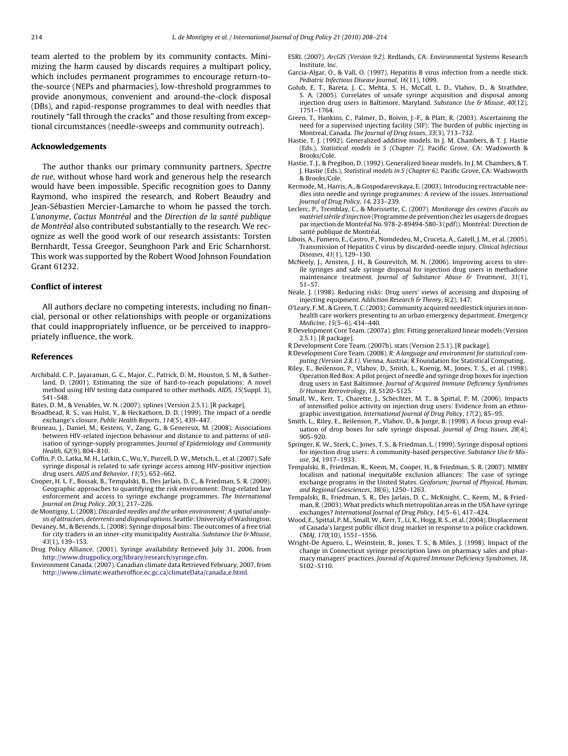team alerted to the problem by its community contacts. Minimizing the harm caused by discards requires a multipart policy, which includes permanent programmes to encourage return-to-the-source (NEPs and pharmacies), low-threshold programmes to provide anonymous, convenient and around-the-clock disposal (DBs), and rapid-response programmes to deal with needles that routinely "fall through the cracks" and those resulting from exceptional circumstances (needle-sweeps and community outreach).

## Acknowledgements

The author thanks our primary community partners, *Spectre de rue*, without whose hard work and generous help the research would have been impossible. Specific recognition goes to Danny Raymond, who inspired the research, and Robert Beaudry and Jean-Sébastien Mercier-Lamarche to whom he passed the torch. *L'anonyme*, *Cactus Montréal* and the *Direction de la santé publique de Montréal* also contributed substantially to the research. We recognize as well the good work of our research assistants: Torsten Bernhardt, Tessa Greegor, Seunghoon Park and Eric Scharnhorst. This work was supported by the Robert Wood Johnson Foundation Grant 61232.

## Conflict of interest

All authors declare no competing interests, including no financial, personal or other relationships with people or organizations that could inappropriately influence, or be perceived to inappropriately influence, the work.

## References

- Archibald, C. P., Jayaraman, G. C., Major, C., Patrick, D. M., Houston, S. M., & Sutherland, D. (2001). Estimating the size of hard-to-reach populations: A novel method using HIV testing data compared to other methods. *AIDS*, *15*(Suppl. 3), S41–S48.
- Bates, D. M., & Venables, W. N. (2007). splines (Version 2.5.1). [R package].
- Broadhead, R. S., van Hulst, Y., & Heckathorn, D. D. (1999). The impact of a needle exchange's closure. *Public Health Reports*, *114*(5), 439–447.
- Bruneau, J., Daniel, M., Kestens, Y., Zang, G., & Genereux, M. (2008). Associations between HIV-related injection behaviour and distance to and patterns of utilisation of syringe-supply programmes. *Journal of Epidemiology and Community Health*, *62*(9), 804–810.
- Coffin, P. O., Latka, M. H., Latkin, C., Wu, Y., Purcell, D. W., Metsch, L., et al. (2007). Safe syringe disposal is related to safe syringe access among HIV-positive injection drug users. *AIDS and Behavior*, *11*(5), 652–662.
- Cooper, H. L. F., Bossak, B., Tempalski, B., Des Jarlais, D. C., & Friedman, S. R. (2009). Geographic approaches to quantifying the risk environment: Drug-related law enforcement and access to syringe exchange programmes. *The International Journal on Drug Policy*, *20*(3), 217–226.
- de Montigny, L. (2008). *Discarded needles and the urban environment: A spatial analysis of attractors, deterrents and disposal options*. Seattle: University of Washington.
- Devaney, M., & Berends, L. (2008). Syringe disposal bins: The outcomes of a free trial for city traders in an inner-city municipality Australia. *Substance Use & Misuse*, *43*(1), 139–153.
- Drug Policy Alliance. (2001). Syringe availability Retrieved July 31, 2006, from http://www.drugpolicy.org/library/research/syringe.cfm.
- Environment Canada. (2007). Canadian climate data Retrieved February, 2007, from http://www.climate.weatheroffice.ec.gc.ca/climateData/canada_e.html.
- ESRI. (2007). *ArcGIS (Version 9.2)*. Redlands, CA: Environmental Systems Research Institute, Inc.
- Garcia-Algar, O., & Vall, O. (1997). Hepatitis B virus infection from a needle stick. *Pediatric Infectious Disease Journal*, *16*(11), 1099.
- Golub, E. T., Bareta, J. C., Mehta, S. H., McCall, L. D., Vlahov, D., & Strathdee, S. A. (2005). Correlates of unsafe syringe acquisition and disposal among injection drug users in Baltimore, Maryland. *Substance Use & Misuse*, *40*(12), 1751–1764.
- Green, T., Hankins, C., Palmer, D., Boivin, J.-F., & Platt, R. (2003). Ascertaining the need for a supervised injecting facility (SIF): The burden of public injecting in Montreal, Canada. *The Journal of Drug Issues*, *33*(3), 713–732.
- Hastie, T. J. (1992). Generalized additive models. In J. M. Chambers, & T. J. Hastie (Eds.), *Statistical models in S (Chapter 7)*. Pacific Grove, CA: Wadsworth & Brooks/Cole.
- Hastie, T. J., & Pregibon, D. (1992). Generalized linear models. In J. M. Chambers, & T. J. Hastie (Eds.), *Statistical models in S (Chapter 6)*. Pacific Grove, CA: Wadsworth & Brooks/Cole.
- Kermode, M., Harris, A., & Gospodarevskaya, E. (2003). Introducing rectractable needles into needle and syringe programmes: A review of the issues. *International Journal of Drug Policy*, *14*, 233–239.
- Leclerc, P., Tremblay, C., & Morissette, C. (2007). *Monitorage des centres d'accès au matériel stérile d'injection* (Programme de prévention chez les usagers de drogues par injection de Montréal No. 978-2-89494-580-3 (pdf)). Montréal: Direction de santé publique de Montréal.
- Libois, A., Fumero, E., Castro, P., Nomdedeu, M., Cruceta, A., Gatell, J. M., et al. (2005). Transmission of Hepatitis C virus by discarded-needle injury. *Clinical Infectious Diseases*, *41*(1), 129–130.
- McNeely, J., Arnsten, J. H., & Gourevitch, M. N. (2006). Improving access to sterile syringes and safe syringe disposal for injection drug users in methadone maintenance treatment. *Journal of Substance Abuse & Treatment*, *31*(1), 51–57.
- Neale, J. (1998). Reducing risks: Drug users' views of accessing and disposing of injecting equipment. *Addiction Research & Theory*, *6*(2), 147.
- O'Leary, F. M., & Green, T. C. (2003). Community acquired needlestick injuries in non-health care workers presenting to an urban emergency department. *Emergency Medicine*, *15*(5–6), 434–440.
- R Development Core Team. (2007a). glm: Fitting generalized linear models (Version 2.5.1). [R package].
- R Development Core Team. (2007b). stats (Version 2.5.1). [R package].
- R Development Core Team. (2008). *R: A language and environment for statistical computing (Version 2.8.1)*. Vienna, Austria: R Foundation for Statistical Computing.
- Riley, E., Beilenson, P., Vlahov, D., Smith, L., Koenig, M., Jones, T. S., et al. (1998). Operation Red Box: A pilot project of needle and syringe drop boxes for injection drug users in East Baltimore. *Journal of Acquired Immune Deficiency Syndromes & Human Retrovirology*, *18*, S120–S125.
- Small, W., Kerr, T., Charette, J., Schechter, M. T., & Spittal, P. M. (2006). Impacts of intensified police activity on injection drug users: Evidence from an ethnographic investigation. *International Journal of Drug Policy*, *17*(2), 85–95.
- Smith, L., Riley, E., Beilenson, P., Vlahov, D., & Junge, B. (1998). A focus group evaluation of drop boxes for safe syringe disposal. *Journal of Drug Issues*, *28*(4), 905–920.
- Springer, K. W., Sterk, C., Jones, T. S., & Friedman, L. (1999). Syringe disposal options for injection drug users: A community-based perspective. *Substance Use & Misuse*, *34*, 1917–1933.
- Tempalski, B., Friedman, R., Keem, M., Cooper, H., & Friedman, S. R. (2007). NIMBY localism and national inequitable exclusion alliances: The case of syringe exchange programs in the United States. *Geoforum; Journal of Physical, Human, and Regional Geosciences*, *38*(6), 1250–1263.
- Tempalski, B., Friedman, S. R., Des Jarlais, D. C., McKnight, C., Keem, M., & Friedman, R. (2003). What predicts which metropolitan areas in the USA have syringe exchanges? *International Journal of Drug Policy*, *14*(5–6), 417–424.
- Wood, E., Spittal, P. M., Small, W., Kerr, T., Li, K., Hogg, R. S., et al. (2004). Displacement of Canada's largest public illicit drug market in response to a police crackdown. *CMAJ*, *170*(10), 1551–1556.
- Wright-De Aguero, L., Weinstein, B., Jones, T. S., & Miles, J. (1998). Impact of the change in Connecticut syringe prescription laws on pharmacy sales and pharmacy managers' practices. *Journal of Acquired Immune Deficiency Syndromes*, *18*, S102–S110.